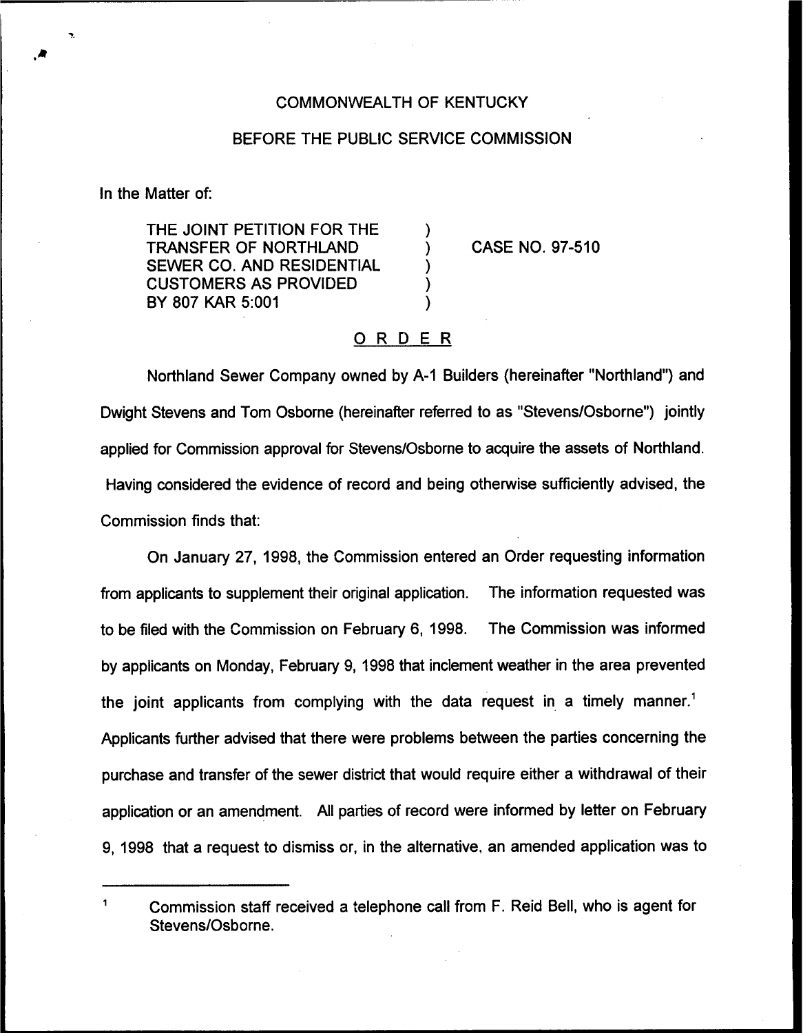COMMONWEALTH OF KENTUCKY

BEFORE THE PUBLIC SERVICE COMMISSION

In the Matter of:

THE JOINT PETITION FOR THE TRANSFER OF NORTHLAND SEWER CO. AND RESIDENTIAL CUSTOMERS AS PROVIDED BY 807 KAR 5:001 ) CASE NO. 97-510

## ORDER

Northland Sewer Company owned by A-1 Builders (hereinafter "Northland") and Dwight Stevens and Tom Osborne (hereinafter referred to as "Stevens/Osborne") jointly applied for Commission approval for Stevens/Osborne to acquire the assets of Northland. Having considered the evidence of record and being otherwise sufficiently advised, the Commission finds that:

On January 27, 1998, the Commission entered an Order requesting information from applicants to supplement their original application. The information requested was to be filed with the Commission on February 6, 1998. The Commission was informed by applicants on Monday, February 9, 1998 that inclement weather in the area prevented the joint applicants from complying with the data request in a timely manner.[1] Applicants further advised that there were problems between the parties concerning the purchase and transfer of the sewer district that would require either a withdrawal of their application or an amendment. All parties of record were informed by letter on February 9, 1998 that a request to dismiss or, in the alternative, an amended application was to

[1] Commission staff received a telephone call from F. Reid Bell, who is agent for Stevens/Osborne.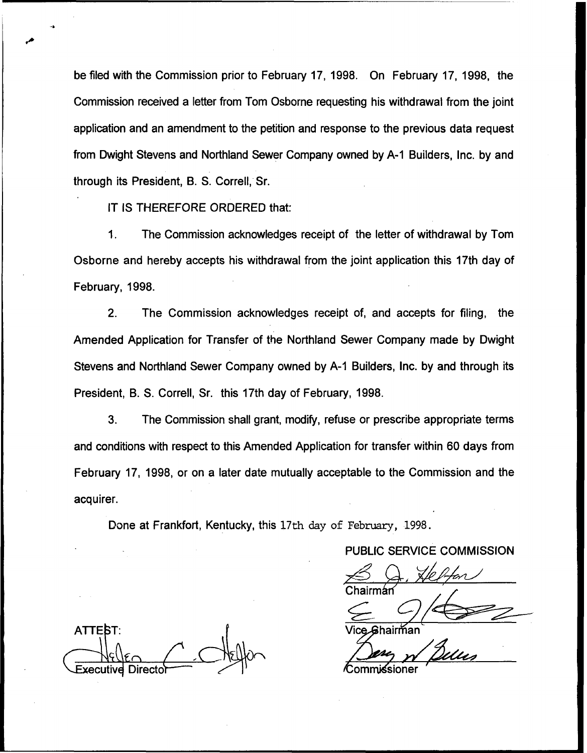be filed with the Commission prior to February 17, 1998. On February 17, 1998, the Commission received a letter from Tom Osborne requesting his withdrawal from the joint application and an amendment to the petition and response to the previous data request from Dwight Stevens and Northland Sewer Company owned by A-1 Builders, Inc. by and through its President, B. S. Correll, Sr.

IT IS THEREFORE ORDERED that:

1. The Commission acknowledges receipt of the letter of withdrawal by Tom Osborne and hereby accepts his withdrawal from the joint application this 17th day of February, 1998.

2. The Commission acknowledges receipt of, and accepts for filing, the Amended Application for Transfer of the Northland Sewer Company made by Dwight Stevens and Northland Sewer Company owned by A-1 Builders, Inc. by and through its President, B. S. Correll, Sr. this 17th day of February, 1998.

3. The Commission shall grant, modify, refuse or prescribe appropriate terms and conditions with respect to this Amended Application for transfer within 60 days from February 17, 1998, or on a later date mutually acceptable to the Commission and the acquirer.

Done at Frankfort, Kentucky, this 17th day of February, 1998.

PUBLIC SERVICE COMMISSION

Chairman

Vice Chairman

Commissioner

ATTEST:

Executive Director